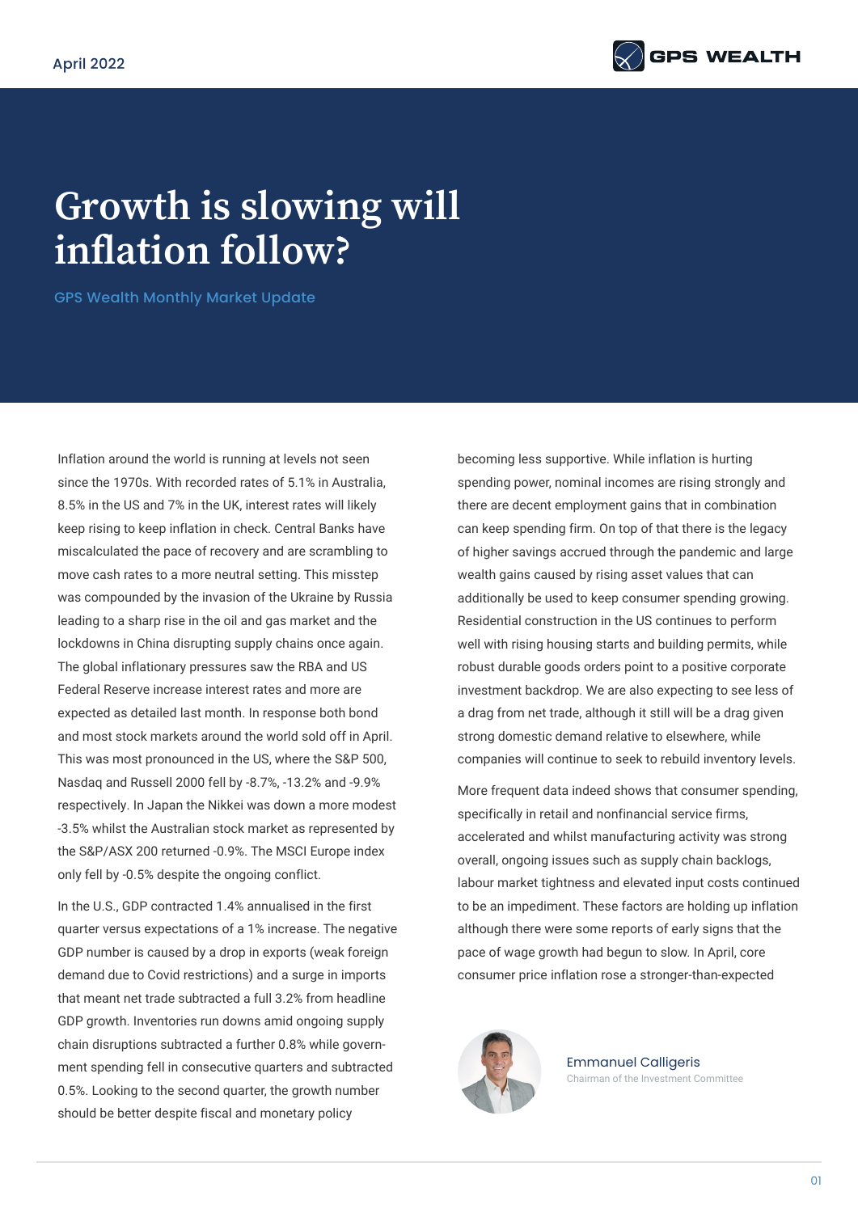April 2022

# Growth is slowing will inflation follow?

GPS Wealth Monthly Market Update

Inflation around the world is running at levels not seen since the 1970s. With recorded rates of 5.1% in Australia, 8.5% in the US and 7% in the UK, interest rates will likely keep rising to keep inflation in check. Central Banks have miscalculated the pace of recovery and are scrambling to move cash rates to a more neutral setting. This misstep was compounded by the invasion of the Ukraine by Russia leading to a sharp rise in the oil and gas market and the lockdowns in China disrupting supply chains once again. The global inflationary pressures saw the RBA and US Federal Reserve increase interest rates and more are expected as detailed last month. In response both bond and most stock markets around the world sold off in April. This was most pronounced in the US, where the S&P 500, Nasdaq and Russell 2000 fell by -8.7%, -13.2% and -9.9% respectively. In Japan the Nikkei was down a more modest -3.5% whilst the Australian stock market as represented by the S&P/ASX 200 returned -0.9%. The MSCI Europe index only fell by -0.5% despite the ongoing conflict.

In the U.S., GDP contracted 1.4% annualised in the first quarter versus expectations of a 1% increase. The negative GDP number is caused by a drop in exports (weak foreign demand due to Covid restrictions) and a surge in imports that meant net trade subtracted a full 3.2% from headline GDP growth. Inventories run downs amid ongoing supply chain disruptions subtracted a further 0.8% while government spending fell in consecutive quarters and subtracted 0.5%. Looking to the second quarter, the growth number should be better despite fiscal and monetary policy becoming less supportive. While inflation is hurting spending power, nominal incomes are rising strongly and there are decent employment gains that in combination can keep spending firm. On top of that there is the legacy of higher savings accrued through the pandemic and large wealth gains caused by rising asset values that can additionally be used to keep consumer spending growing. Residential construction in the US continues to perform well with rising housing starts and building permits, while robust durable goods orders point to a positive corporate investment backdrop. We are also expecting to see less of a drag from net trade, although it still will be a drag given strong domestic demand relative to elsewhere, while companies will continue to seek to rebuild inventory levels.

More frequent data indeed shows that consumer spending, specifically in retail and nonfinancial service firms, accelerated and whilst manufacturing activity was strong overall, ongoing issues such as supply chain backlogs, labour market tightness and elevated input costs continued to be an impediment. These factors are holding up inflation although there were some reports of early signs that the pace of wage growth had begun to slow. In April, core consumer price inflation rose a stronger-than-expected

Emmanuel Calligeris
Chairman of the Investment Committee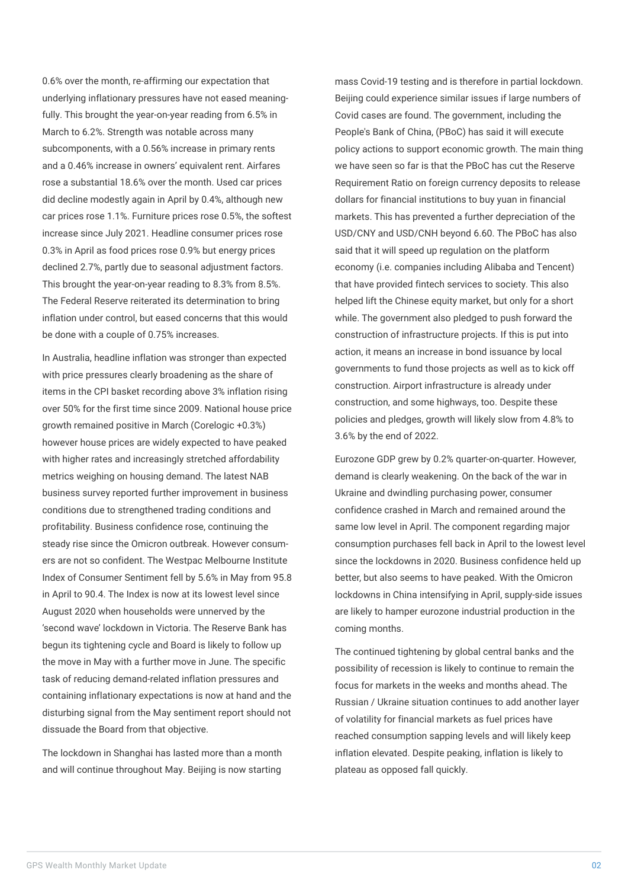0.6% over the month, re-affirming our expectation that underlying inflationary pressures have not eased meaningfully. This brought the year-on-year reading from 6.5% in March to 6.2%. Strength was notable across many subcomponents, with a 0.56% increase in primary rents and a 0.46% increase in owners' equivalent rent. Airfares rose a substantial 18.6% over the month. Used car prices did decline modestly again in April by 0.4%, although new car prices rose 1.1%. Furniture prices rose 0.5%, the softest increase since July 2021. Headline consumer prices rose 0.3% in April as food prices rose 0.9% but energy prices declined 2.7%, partly due to seasonal adjustment factors. This brought the year-on-year reading to 8.3% from 8.5%. The Federal Reserve reiterated its determination to bring inflation under control, but eased concerns that this would be done with a couple of 0.75% increases.

In Australia, headline inflation was stronger than expected with price pressures clearly broadening as the share of items in the CPI basket recording above 3% inflation rising over 50% for the first time since 2009. National house price growth remained positive in March (Corelogic +0.3%) however house prices are widely expected to have peaked with higher rates and increasingly stretched affordability metrics weighing on housing demand. The latest NAB business survey reported further improvement in business conditions due to strengthened trading conditions and profitability. Business confidence rose, continuing the steady rise since the Omicron outbreak. However consumers are not so confident. The Westpac Melbourne Institute Index of Consumer Sentiment fell by 5.6% in May from 95.8 in April to 90.4. The Index is now at its lowest level since August 2020 when households were unnerved by the 'second wave' lockdown in Victoria. The Reserve Bank has begun its tightening cycle and Board is likely to follow up the move in May with a further move in June. The specific task of reducing demand-related inflation pressures and containing inflationary expectations is now at hand and the disturbing signal from the May sentiment report should not dissuade the Board from that objective.

The lockdown in Shanghai has lasted more than a month and will continue throughout May. Beijing is now starting mass Covid-19 testing and is therefore in partial lockdown. Beijing could experience similar issues if large numbers of Covid cases are found. The government, including the People's Bank of China, (PBoC) has said it will execute policy actions to support economic growth. The main thing we have seen so far is that the PBoC has cut the Reserve Requirement Ratio on foreign currency deposits to release dollars for financial institutions to buy yuan in financial markets. This has prevented a further depreciation of the USD/CNY and USD/CNH beyond 6.60. The PBoC has also said that it will speed up regulation on the platform economy (i.e. companies including Alibaba and Tencent) that have provided fintech services to society. This also helped lift the Chinese equity market, but only for a short while. The government also pledged to push forward the construction of infrastructure projects. If this is put into action, it means an increase in bond issuance by local governments to fund those projects as well as to kick off construction. Airport infrastructure is already under construction, and some highways, too. Despite these policies and pledges, growth will likely slow from 4.8% to 3.6% by the end of 2022.

Eurozone GDP grew by 0.2% quarter-on-quarter. However, demand is clearly weakening. On the back of the war in Ukraine and dwindling purchasing power, consumer confidence crashed in March and remained around the same low level in April. The component regarding major consumption purchases fell back in April to the lowest level since the lockdowns in 2020. Business confidence held up better, but also seems to have peaked. With the Omicron lockdowns in China intensifying in April, supply-side issues are likely to hamper eurozone industrial production in the coming months.

The continued tightening by global central banks and the possibility of recession is likely to continue to remain the focus for markets in the weeks and months ahead. The Russian / Ukraine situation continues to add another layer of volatility for financial markets as fuel prices have reached consumption sapping levels and will likely keep inflation elevated. Despite peaking, inflation is likely to plateau as opposed fall quickly.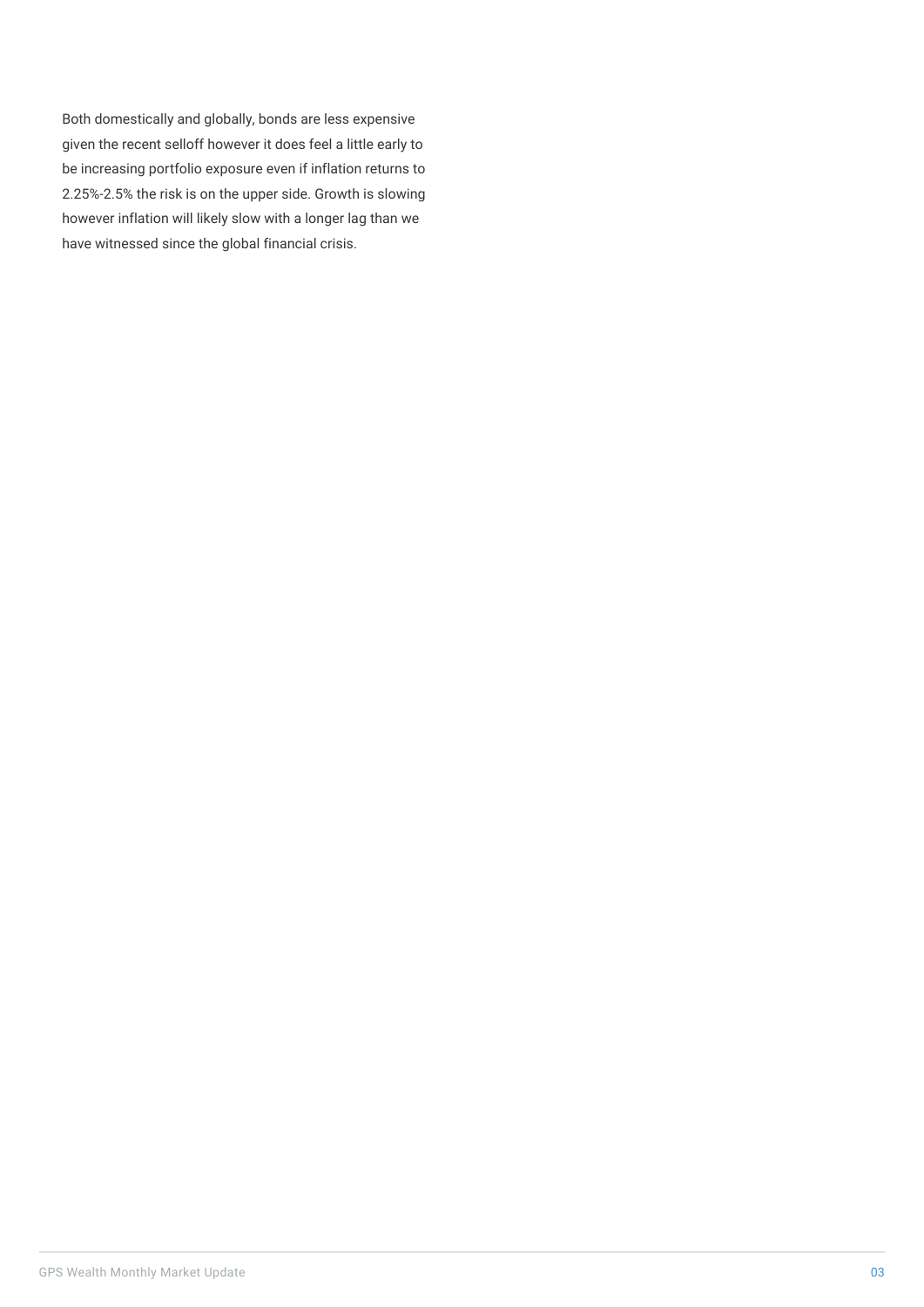Both domestically and globally, bonds are less expensive given the recent selloff however it does feel a little early to be increasing portfolio exposure even if inflation returns to 2.25%-2.5% the risk is on the upper side. Growth is slowing however inflation will likely slow with a longer lag than we have witnessed since the global financial crisis.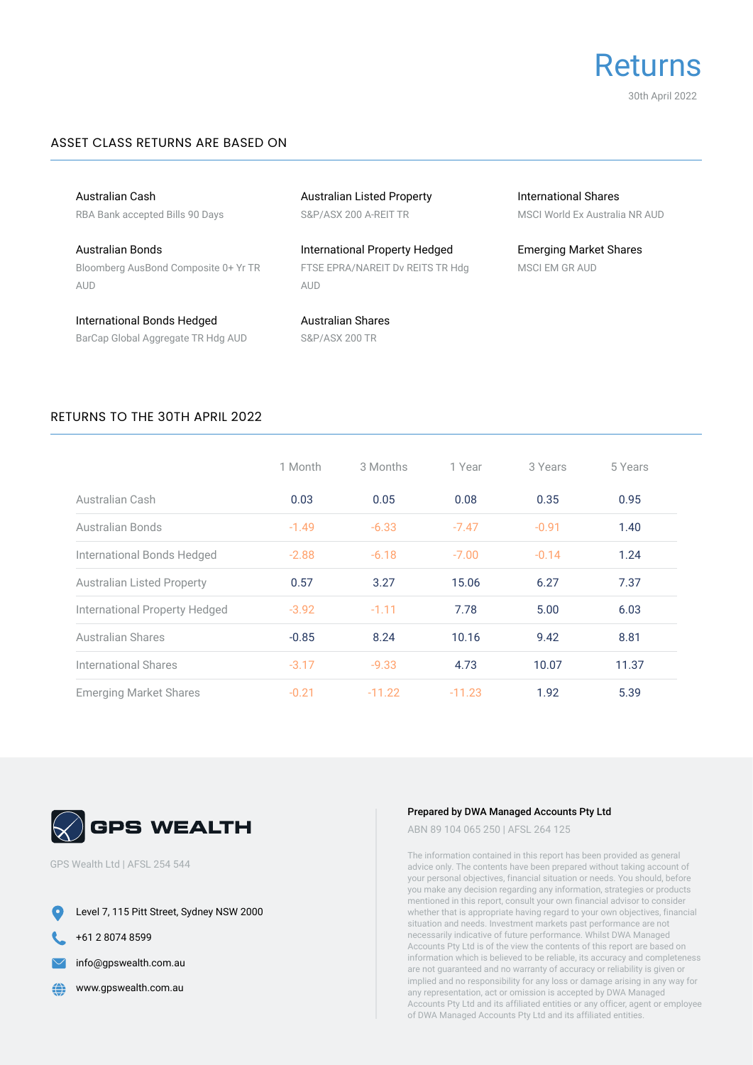# Returns

30th April 2022

## ASSET CLASS RETURNS ARE BASED ON

**Australian Cash**
RBA Bank accepted Bills 90 Days

**Australian Bonds**
Bloomberg AusBond Composite 0+ Yr TR AUD

**International Bonds Hedged**
BarCap Global Aggregate TR Hdg AUD

**Australian Listed Property**
S&P/ASX 200 A-REIT TR

**International Property Hedged**
FTSE EPRA/NAREIT Dv REITS TR Hdg AUD

**Australian Shares**
S&P/ASX 200 TR

**International Shares**
MSCI World Ex Australia NR AUD

**Emerging Market Shares**
MSCI EM GR AUD

## RETURNS TO THE 30TH APRIL 2022

| | 1 Month | 3 Months | 1 Year | 3 Years | 5 Years |
|---|---|---|---|---|---|
| Australian Cash | 0.03 | 0.05 | 0.08 | 0.35 | 0.95 |
| Australian Bonds | -1.49 | -6.33 | -7.47 | -0.91 | 1.40 |
| International Bonds Hedged | -2.88 | -6.18 | -7.00 | -0.14 | 1.24 |
| Australian Listed Property | 0.57 | 3.27 | 15.06 | 6.27 | 7.37 |
| International Property Hedged | -3.92 | -1.11 | 7.78 | 5.00 | 6.03 |
| Australian Shares | -0.85 | 8.24 | 10.16 | 9.42 | 8.81 |
| International Shares | -3.17 | -9.33 | 4.73 | 10.07 | 11.37 |
| Emerging Market Shares | -0.21 | -11.22 | -11.23 | 1.92 | 5.39 |

GPS WEALTH

GPS Wealth Ltd | AFSL 254 544

Level 7, 115 Pitt Street, Sydney NSW 2000

+61 2 8074 8599

info@gpswealth.com.au

www.gpswealth.com.au

**Prepared by DWA Managed Accounts Pty Ltd**

ABN 89 104 065 250 | AFSL 264 125

The information contained in this report has been provided as general advice only. The contents have been prepared without taking account of your personal objectives, financial situation or needs. You should, before you make any decision regarding any information, strategies or products mentioned in this report, consult your own financial advisor to consider whether that is appropriate having regard to your own objectives, financial situation and needs. Investment markets past performance are not necessarily indicative of future performance. Whilst DWA Managed Accounts Pty Ltd is of the view the contents of this report are based on information which is believed to be reliable, its accuracy and completeness are not guaranteed and no warranty of accuracy or reliability is given or implied and no responsibility for any loss or damage arising in any way for any representation, act or omission is accepted by DWA Managed Accounts Pty Ltd and its affiliated entities or any officer, agent or employee of DWA Managed Accounts Pty Ltd and its affiliated entities.